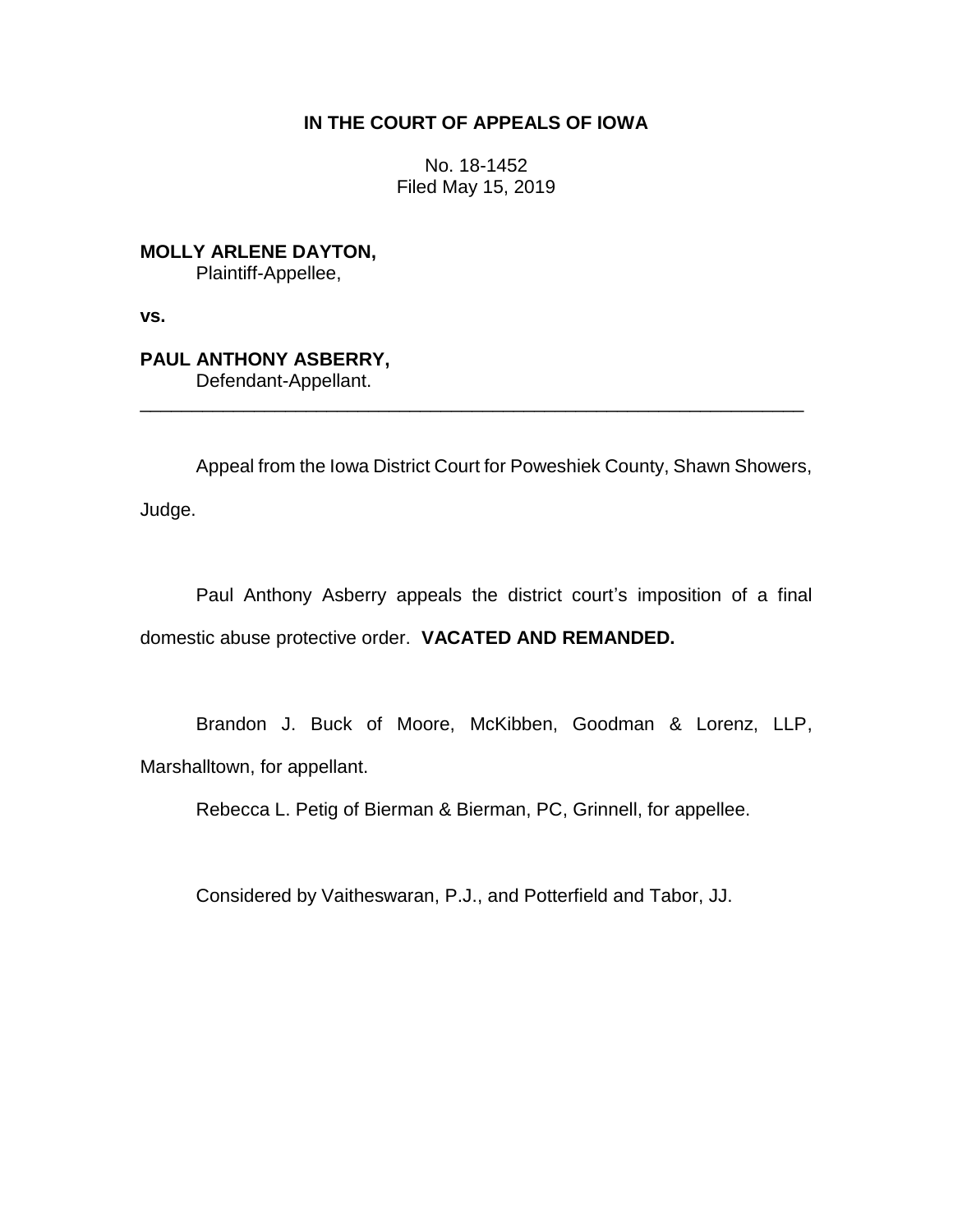**IN THE COURT OF APPEALS OF IOWA**

No. 18-1452
Filed May 15, 2019

**MOLLY ARLENE DAYTON,**
Plaintiff-Appellee,

**vs.**

**PAUL ANTHONY ASBERRY,**
Defendant-Appellant.

---

Appeal from the Iowa District Court for Poweshiek County, Shawn Showers, Judge.

Paul Anthony Asberry appeals the district court's imposition of a final domestic abuse protective order. **VACATED AND REMANDED.**

Brandon J. Buck of Moore, McKibben, Goodman & Lorenz, LLP, Marshalltown, for appellant.

Rebecca L. Petig of Bierman & Bierman, PC, Grinnell, for appellee.

Considered by Vaitheswaran, P.J., and Potterfield and Tabor, JJ.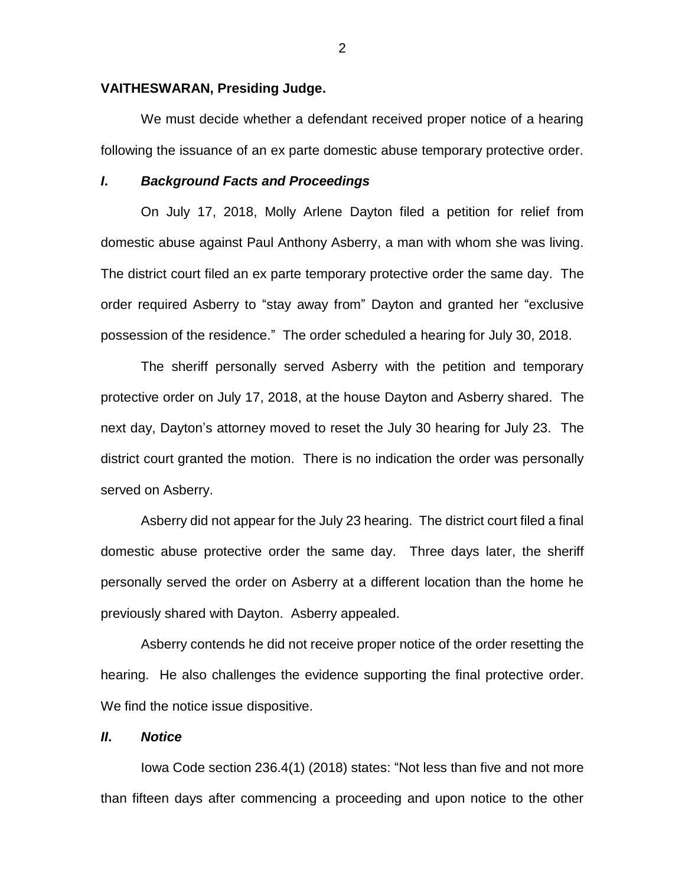**VAITHESWARAN, Presiding Judge.**

We must decide whether a defendant received proper notice of a hearing following the issuance of an ex parte domestic abuse temporary protective order.

## *I. Background Facts and Proceedings*

On July 17, 2018, Molly Arlene Dayton filed a petition for relief from domestic abuse against Paul Anthony Asberry, a man with whom she was living. The district court filed an ex parte temporary protective order the same day. The order required Asberry to "stay away from" Dayton and granted her "exclusive possession of the residence." The order scheduled a hearing for July 30, 2018.

The sheriff personally served Asberry with the petition and temporary protective order on July 17, 2018, at the house Dayton and Asberry shared. The next day, Dayton's attorney moved to reset the July 30 hearing for July 23. The district court granted the motion. There is no indication the order was personally served on Asberry.

Asberry did not appear for the July 23 hearing. The district court filed a final domestic abuse protective order the same day. Three days later, the sheriff personally served the order on Asberry at a different location than the home he previously shared with Dayton. Asberry appealed.

Asberry contends he did not receive proper notice of the order resetting the hearing. He also challenges the evidence supporting the final protective order. We find the notice issue dispositive.

## *II. Notice*

Iowa Code section 236.4(1) (2018) states: "Not less than five and not more than fifteen days after commencing a proceeding and upon notice to the other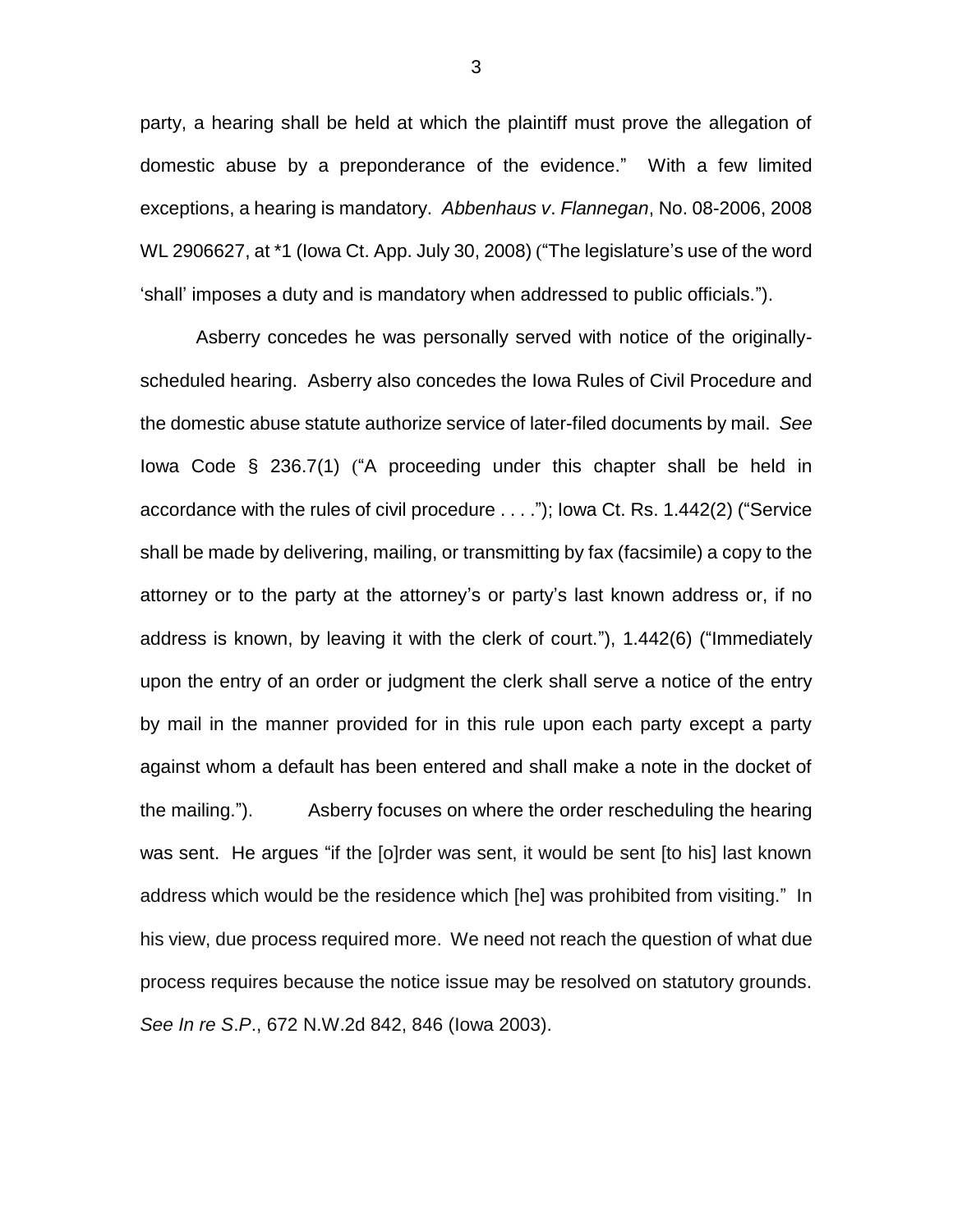party, a hearing shall be held at which the plaintiff must prove the allegation of domestic abuse by a preponderance of the evidence." With a few limited exceptions, a hearing is mandatory. *Abbenhaus v. Flannegan*, No. 08-2006, 2008 WL 2906627, at *1 (Iowa Ct. App. July 30, 2008) ("The legislature's use of the word 'shall' imposes a duty and is mandatory when addressed to public officials.").

Asberry concedes he was personally served with notice of the originally-scheduled hearing. Asberry also concedes the Iowa Rules of Civil Procedure and the domestic abuse statute authorize service of later-filed documents by mail. *See* Iowa Code § 236.7(1) ("A proceeding under this chapter shall be held in accordance with the rules of civil procedure . . . ."); Iowa Ct. Rs. 1.442(2) ("Service shall be made by delivering, mailing, or transmitting by fax (facsimile) a copy to the attorney or to the party at the attorney's or party's last known address or, if no address is known, by leaving it with the clerk of court."), 1.442(6) ("Immediately upon the entry of an order or judgment the clerk shall serve a notice of the entry by mail in the manner provided for in this rule upon each party except a party against whom a default has been entered and shall make a note in the docket of the mailing."). Asberry focuses on where the order rescheduling the hearing was sent. He argues "if the [o]rder was sent, it would be sent [to his] last known address which would be the residence which [he] was prohibited from visiting." In his view, due process required more. We need not reach the question of what due process requires because the notice issue may be resolved on statutory grounds. *See In re S.P.*, 672 N.W.2d 842, 846 (Iowa 2003).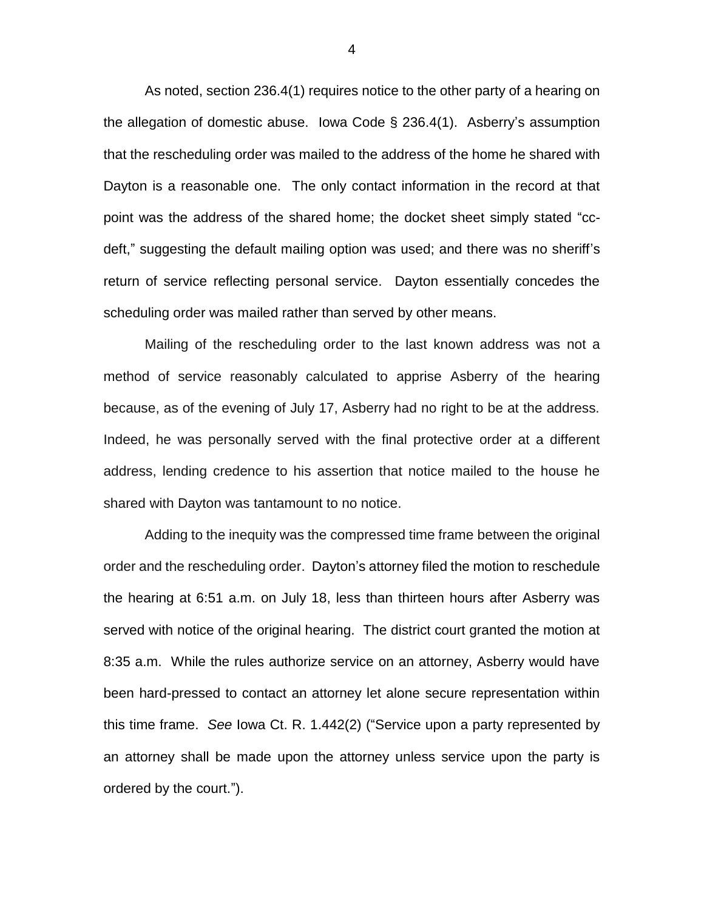As noted, section 236.4(1) requires notice to the other party of a hearing on the allegation of domestic abuse. Iowa Code § 236.4(1). Asberry's assumption that the rescheduling order was mailed to the address of the home he shared with Dayton is a reasonable one. The only contact information in the record at that point was the address of the shared home; the docket sheet simply stated "cc-deft," suggesting the default mailing option was used; and there was no sheriff's return of service reflecting personal service. Dayton essentially concedes the scheduling order was mailed rather than served by other means.

Mailing of the rescheduling order to the last known address was not a method of service reasonably calculated to apprise Asberry of the hearing because, as of the evening of July 17, Asberry had no right to be at the address. Indeed, he was personally served with the final protective order at a different address, lending credence to his assertion that notice mailed to the house he shared with Dayton was tantamount to no notice.

Adding to the inequity was the compressed time frame between the original order and the rescheduling order. Dayton's attorney filed the motion to reschedule the hearing at 6:51 a.m. on July 18, less than thirteen hours after Asberry was served with notice of the original hearing. The district court granted the motion at 8:35 a.m. While the rules authorize service on an attorney, Asberry would have been hard-pressed to contact an attorney let alone secure representation within this time frame. *See* Iowa Ct. R. 1.442(2) ("Service upon a party represented by an attorney shall be made upon the attorney unless service upon the party is ordered by the court.").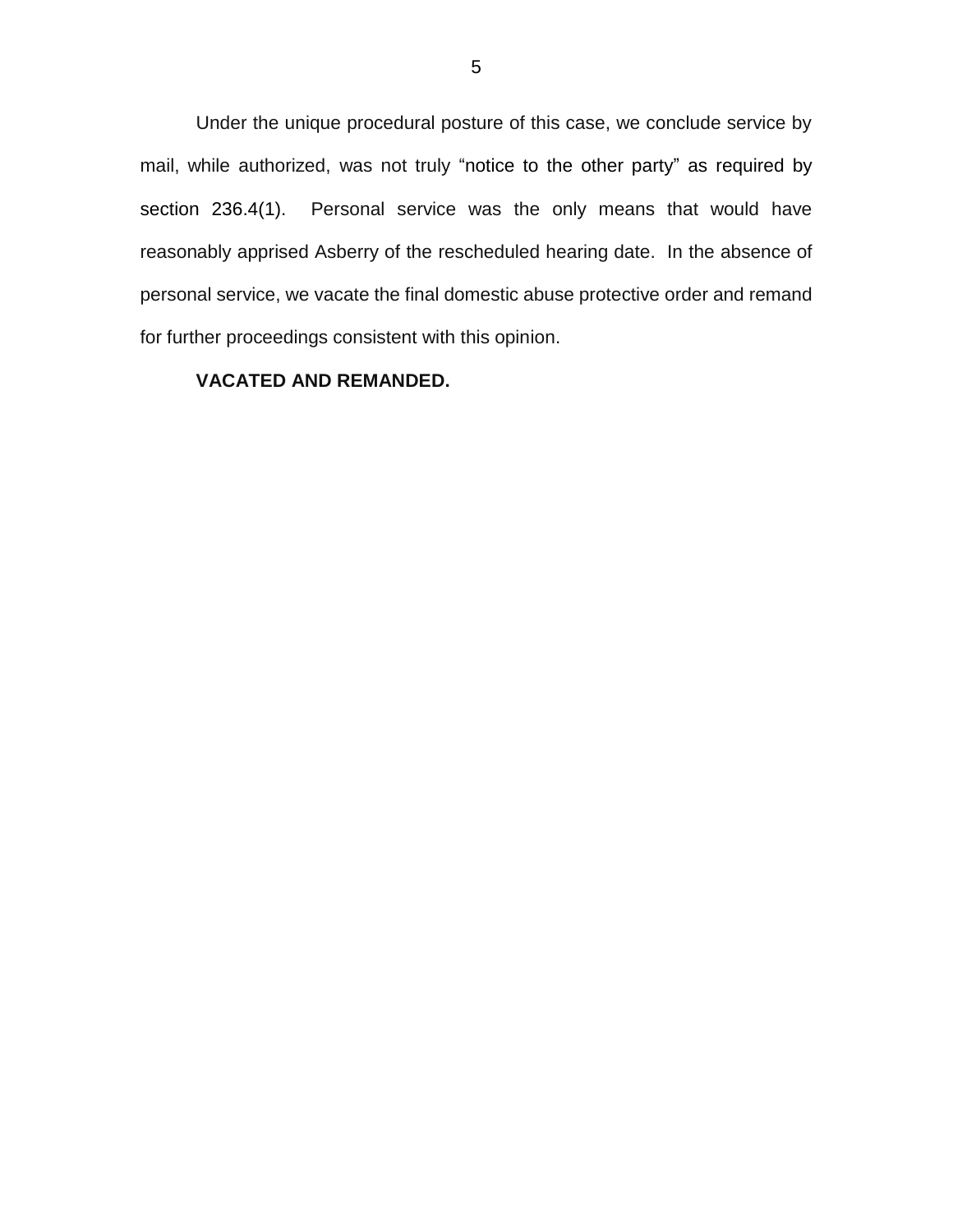Under the unique procedural posture of this case, we conclude service by mail, while authorized, was not truly "notice to the other party" as required by section 236.4(1). Personal service was the only means that would have reasonably apprised Asberry of the rescheduled hearing date. In the absence of personal service, we vacate the final domestic abuse protective order and remand for further proceedings consistent with this opinion.

**VACATED AND REMANDED.**